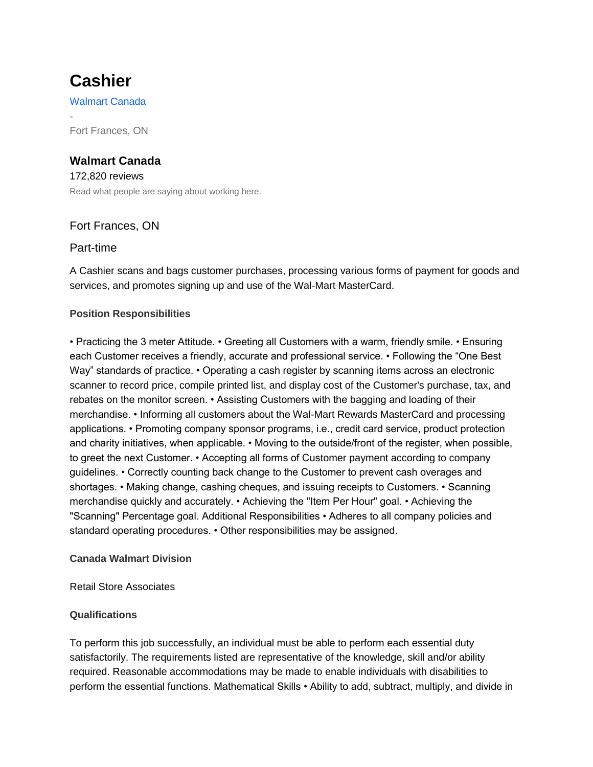# Cashier

Walmart Canada

-

Fort Frances, ON

### Walmart Canada

172,820 reviews

Read what people are saying about working here.

Fort Frances, ON

Part-time

A Cashier scans and bags customer purchases, processing various forms of payment for goods and services, and promotes signing up and use of the Wal-Mart MasterCard.

#### Position Responsibilities

• Practicing the 3 meter Attitude. • Greeting all Customers with a warm, friendly smile. • Ensuring each Customer receives a friendly, accurate and professional service. • Following the “One Best Way” standards of practice. • Operating a cash register by scanning items across an electronic scanner to record price, compile printed list, and display cost of the Customer's purchase, tax, and rebates on the monitor screen. • Assisting Customers with the bagging and loading of their merchandise. • Informing all customers about the Wal-Mart Rewards MasterCard and processing applications. • Promoting company sponsor programs, i.e., credit card service, product protection and charity initiatives, when applicable. • Moving to the outside/front of the register, when possible, to greet the next Customer. • Accepting all forms of Customer payment according to company guidelines. • Correctly counting back change to the Customer to prevent cash overages and shortages. • Making change, cashing cheques, and issuing receipts to Customers. • Scanning merchandise quickly and accurately. • Achieving the "Item Per Hour" goal. • Achieving the "Scanning" Percentage goal. Additional Responsibilities • Adheres to all company policies and standard operating procedures. • Other responsibilities may be assigned.

#### Canada Walmart Division

Retail Store Associates

#### Qualifications

To perform this job successfully, an individual must be able to perform each essential duty satisfactorily. The requirements listed are representative of the knowledge, skill and/or ability required. Reasonable accommodations may be made to enable individuals with disabilities to perform the essential functions. Mathematical Skills • Ability to add, subtract, multiply, and divide in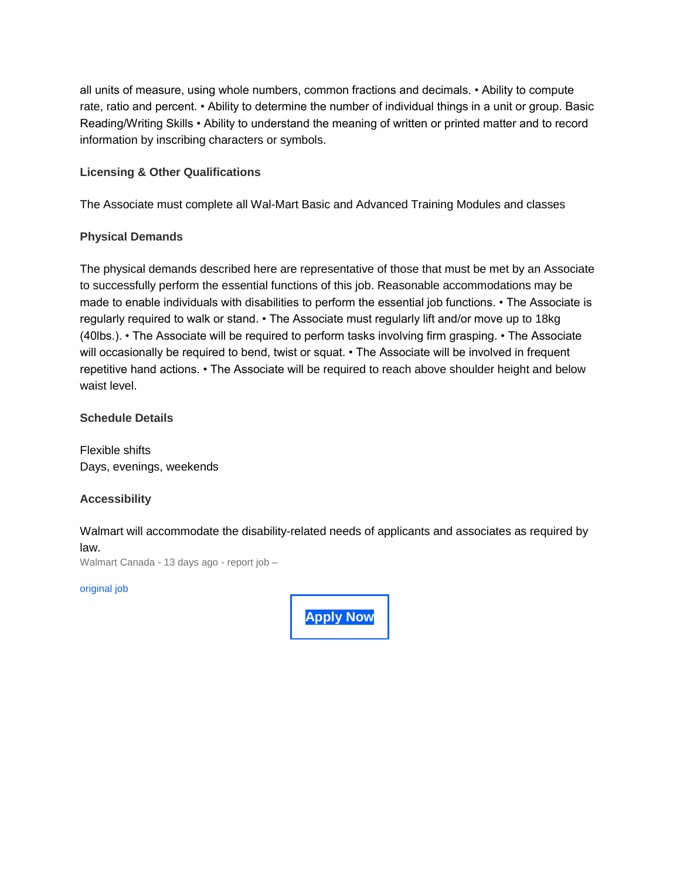all units of measure, using whole numbers, common fractions and decimals. • Ability to compute rate, ratio and percent. • Ability to determine the number of individual things in a unit or group. Basic Reading/Writing Skills • Ability to understand the meaning of written or printed matter and to record information by inscribing characters or symbols.

### Licensing & Other Qualifications

The Associate must complete all Wal-Mart Basic and Advanced Training Modules and classes

### Physical Demands

The physical demands described here are representative of those that must be met by an Associate to successfully perform the essential functions of this job. Reasonable accommodations may be made to enable individuals with disabilities to perform the essential job functions. • The Associate is regularly required to walk or stand. • The Associate must regularly lift and/or move up to 18kg (40lbs.). • The Associate will be required to perform tasks involving firm grasping. • The Associate will occasionally be required to bend, twist or squat. • The Associate will be involved in frequent repetitive hand actions. • The Associate will be required to reach above shoulder height and below waist level.

### Schedule Details

Flexible shifts
Days, evenings, weekends

### Accessibility

Walmart will accommodate the disability-related needs of applicants and associates as required by law.

Walmart Canada - 13 days ago - report job –

original job

**Apply Now**